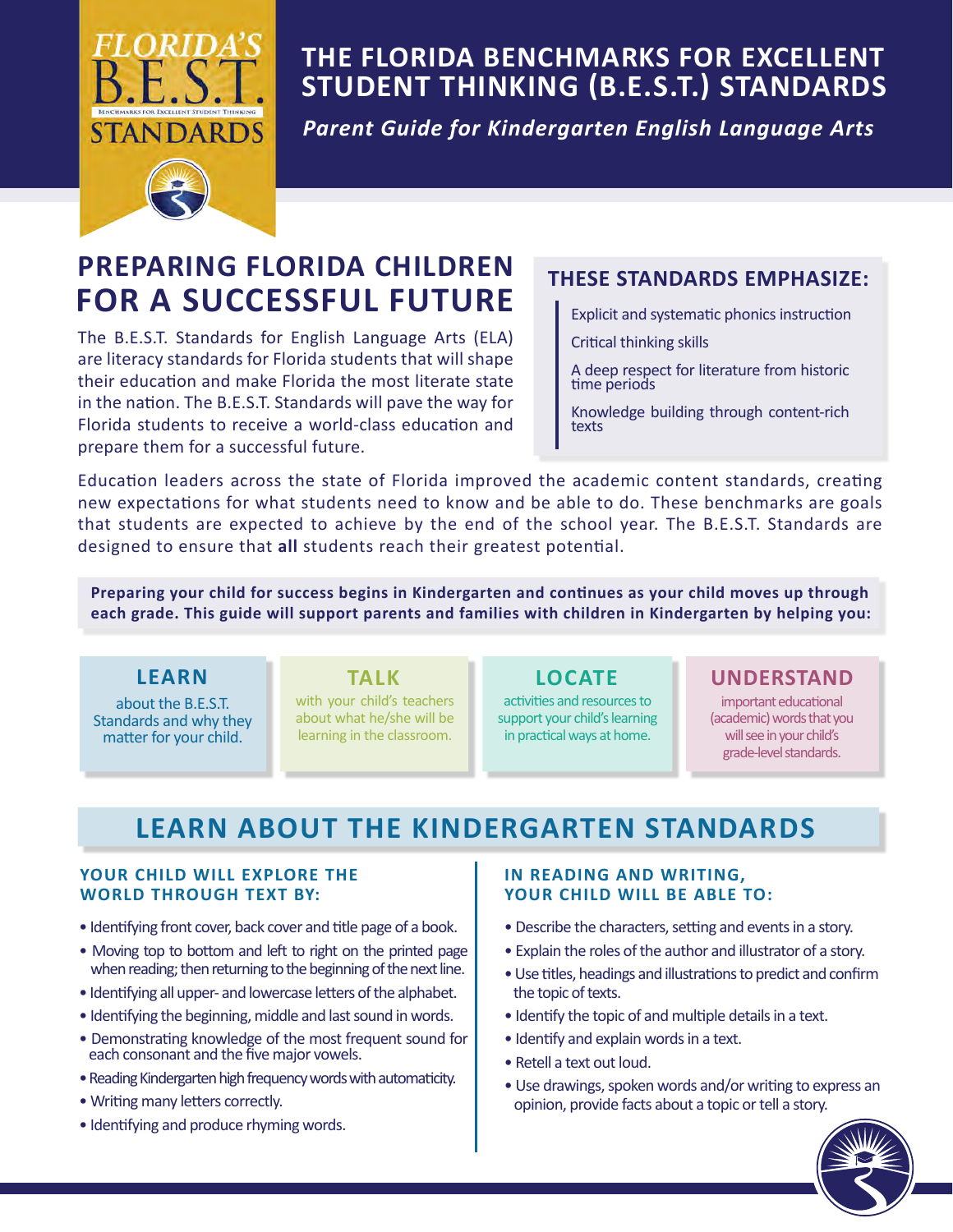# THE FLORIDA BENCHMARKS FOR EXCELLENT STUDENT THINKING (B.E.S.T.) STANDARDS

***Parent Guide for Kindergarten English Language Arts***

## PREPARING FLORIDA CHILDREN FOR A SUCCESSFUL FUTURE

The B.E.S.T. Standards for English Language Arts (ELA) are literacy standards for Florida students that will shape their education and make Florida the most literate state in the nation. The B.E.S.T. Standards will pave the way for Florida students to receive a world-class education and prepare them for a successful future.

### THESE STANDARDS EMPHASIZE:

- Explicit and systematic phonics instruction
- Critical thinking skills
- A deep respect for literature from historic time periods
- Knowledge building through content-rich texts

Education leaders across the state of Florida improved the academic content standards, creating new expectations for what students need to know and be able to do. These benchmarks are goals that students are expected to achieve by the end of the school year. The B.E.S.T. Standards are designed to ensure that **all** students reach their greatest potential.

**Preparing your child for success begins in Kindergarten and continues as your child moves up through each grade. This guide will support parents and families with children in Kindergarten by helping you:**

- **LEARN** about the B.E.S.T. Standards and why they matter for your child.
- **TALK** with your child's teachers about what he/she will be learning in the classroom.
- **LOCATE** activities and resources to support your child's learning in practical ways at home.
- **UNDERSTAND** important educational (academic) words that you will see in your child's grade-level standards.

## LEARN ABOUT THE KINDERGARTEN STANDARDS

### YOUR CHILD WILL EXPLORE THE WORLD THROUGH TEXT BY:

- Identifying front cover, back cover and title page of a book.
- Moving top to bottom and left to right on the printed page when reading; then returning to the beginning of the next line.
- Identifying all upper- and lowercase letters of the alphabet.
- Identifying the beginning, middle and last sound in words.
- Demonstrating knowledge of the most frequent sound for each consonant and the five major vowels.
- Reading Kindergarten high frequency words with automaticity.
- Writing many letters correctly.
- Identifying and produce rhyming words.

### IN READING AND WRITING, YOUR CHILD WILL BE ABLE TO:

- Describe the characters, setting and events in a story.
- Explain the roles of the author and illustrator of a story.
- Use titles, headings and illustrations to predict and confirm the topic of texts.
- Identify the topic of and multiple details in a text.
- Identify and explain words in a text.
- Retell a text out loud.
- Use drawings, spoken words and/or writing to express an opinion, provide facts about a topic or tell a story.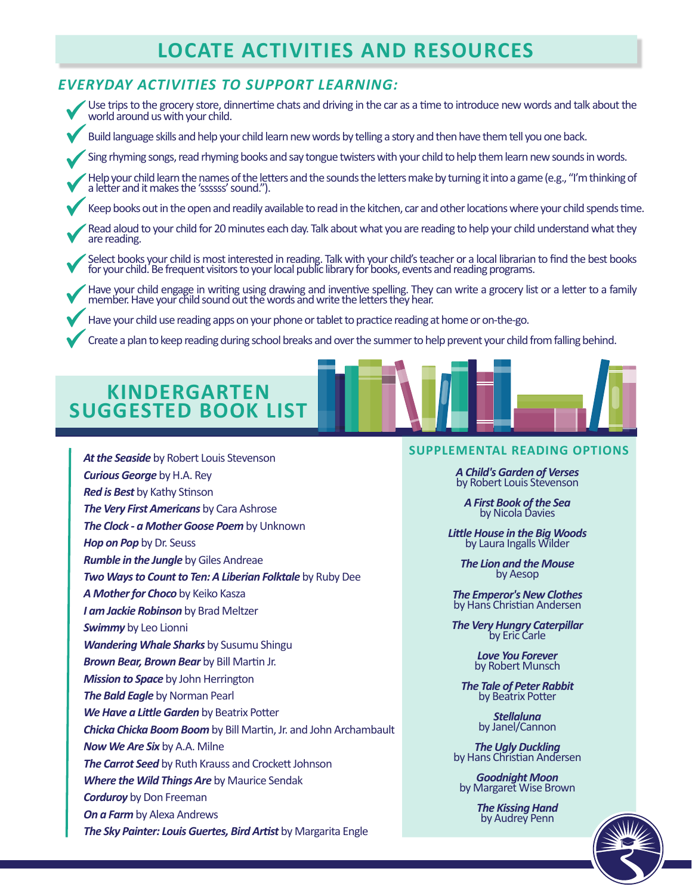# LOCATE ACTIVITIES AND RESOURCES

## EVERYDAY ACTIVITIES TO SUPPORT LEARNING:

- Use trips to the grocery store, dinnertime chats and driving in the car as a time to introduce new words and talk about the world around us with your child.
- Build language skills and help your child learn new words by telling a story and then have them tell you one back.
- Sing rhyming songs, read rhyming books and say tongue twisters with your child to help them learn new sounds in words.
- Help your child learn the names of the letters and the sounds the letters make by turning it into a game (e.g., "I'm thinking of a letter and it makes the 'ssssss' sound.").
- Keep books out in the open and readily available to read in the kitchen, car and other locations where your child spends time.
- Read aloud to your child for 20 minutes each day. Talk about what you are reading to help your child understand what they are reading.
- Select books your child is most interested in reading. Talk with your child's teacher or a local librarian to find the best books for your child. Be frequent visitors to your local public library for books, events and reading programs.
- Have your child engage in writing using drawing and inventive spelling. They can write a grocery list or a letter to a family member. Have your child sound out the words and write the letters they hear.
- Have your child use reading apps on your phone or tablet to practice reading at home or on-the-go.
- Create a plan to keep reading during school breaks and over the summer to help prevent your child from falling behind.

## KINDERGARTEN SUGGESTED BOOK LIST

***At the Seaside*** by Robert Louis Stevenson
***Curious George*** by H.A. Rey
***Red is Best*** by Kathy Stinson
***The Very First Americans*** by Cara Ashrose
***The Clock - a Mother Goose Poem*** by Unknown
***Hop on Pop*** by Dr. Seuss
***Rumble in the Jungle*** by Giles Andreae
***Two Ways to Count to Ten: A Liberian Folktale*** by Ruby Dee
***A Mother for Choco*** by Keiko Kasza
***I am Jackie Robinson*** by Brad Meltzer
***Swimmy*** by Leo Lionni
***Wandering Whale Sharks*** by Susumu Shingu
***Brown Bear, Brown Bear*** by Bill Martin Jr.
***Mission to Space*** by John Herrington
***The Bald Eagle*** by Norman Pearl
***We Have a Little Garden*** by Beatrix Potter
***Chicka Chicka Boom Boom*** by Bill Martin, Jr. and John Archambault
***Now We Are Six*** by A.A. Milne
***The Carrot Seed*** by Ruth Krauss and Crockett Johnson
***Where the Wild Things Are*** by Maurice Sendak
***Corduroy*** by Don Freeman
***On a Farm*** by Alexa Andrews
***The Sky Painter: Louis Guertes, Bird Artist*** by Margarita Engle

### SUPPLEMENTAL READING OPTIONS

***A Child's Garden of Verses*** by Robert Louis Stevenson

***A First Book of the Sea*** by Nicola Davies

***Little House in the Big Woods*** by Laura Ingalls Wilder

***The Lion and the Mouse*** by Aesop

***The Emperor's New Clothes*** by Hans Christian Andersen

***The Very Hungry Caterpillar*** by Eric Carle

***Love You Forever*** by Robert Munsch

***The Tale of Peter Rabbit*** by Beatrix Potter

***Stellaluna*** by Janel/Cannon

***The Ugly Duckling*** by Hans Christian Andersen

***Goodnight Moon*** by Margaret Wise Brown

***The Kissing Hand*** by Audrey Penn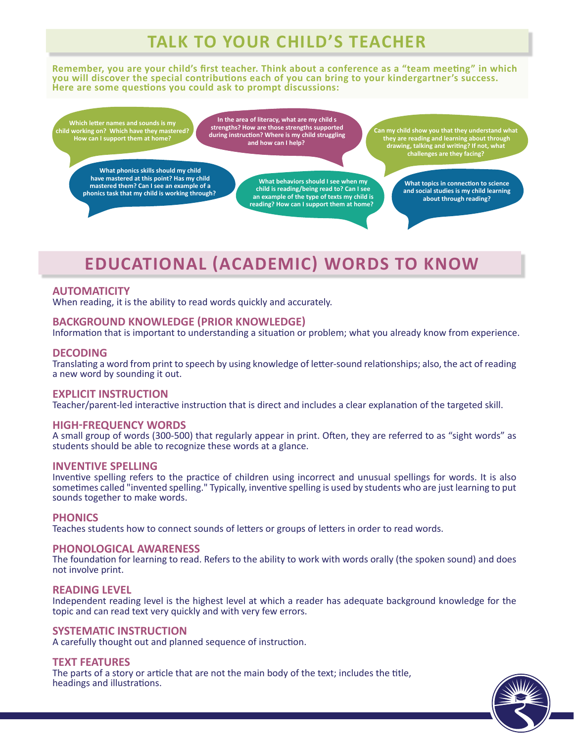# TALK TO YOUR CHILD'S TEACHER

**Remember, you are your child's first teacher. Think about a conference as a "team meeting" in which you will discover the special contributions each of you can bring to your kindergartner's success. Here are some questions you could ask to prompt discussions:**

- **Which letter names and sounds is my child working on? Which have they mastered? How can I support them at home?**
- **In the area of literacy, what are my child s strengths? How are those strengths supported during instruction? Where is my child struggling and how can I help?**
- **Can my child show you that they understand what they are reading and learning about through drawing, talking and writing? If not, what challenges are they facing?**
- **What phonics skills should my child have mastered at this point? Has my child mastered them? Can I see an example of a phonics task that my child is working through?**
- **What behaviors should I see when my child is reading/being read to? Can I see an example of the type of texts my child is reading? How can I support them at home?**
- **What topics in connection to science and social studies is my child learning about through reading?**

# EDUCATIONAL (ACADEMIC) WORDS TO KNOW

### AUTOMATICITY
When reading, it is the ability to read words quickly and accurately.

### BACKGROUND KNOWLEDGE (PRIOR KNOWLEDGE)
Information that is important to understanding a situation or problem; what you already know from experience.

### DECODING
Translating a word from print to speech by using knowledge of letter-sound relationships; also, the act of reading a new word by sounding it out.

### EXPLICIT INSTRUCTION
Teacher/parent-led interactive instruction that is direct and includes a clear explanation of the targeted skill.

### HIGH-FREQUENCY WORDS
A small group of words (300-500) that regularly appear in print. Often, they are referred to as "sight words" as students should be able to recognize these words at a glance.

### INVENTIVE SPELLING
Inventive spelling refers to the practice of children using incorrect and unusual spellings for words. It is also sometimes called "invented spelling." Typically, inventive spelling is used by students who are just learning to put sounds together to make words.

### PHONICS
Teaches students how to connect sounds of letters or groups of letters in order to read words.

### PHONOLOGICAL AWARENESS
The foundation for learning to read. Refers to the ability to work with words orally (the spoken sound) and does not involve print.

### READING LEVEL
Independent reading level is the highest level at which a reader has adequate background knowledge for the topic and can read text very quickly and with very few errors.

### SYSTEMATIC INSTRUCTION
A carefully thought out and planned sequence of instruction.

### TEXT FEATURES
The parts of a story or article that are not the main body of the text; includes the title, headings and illustrations.